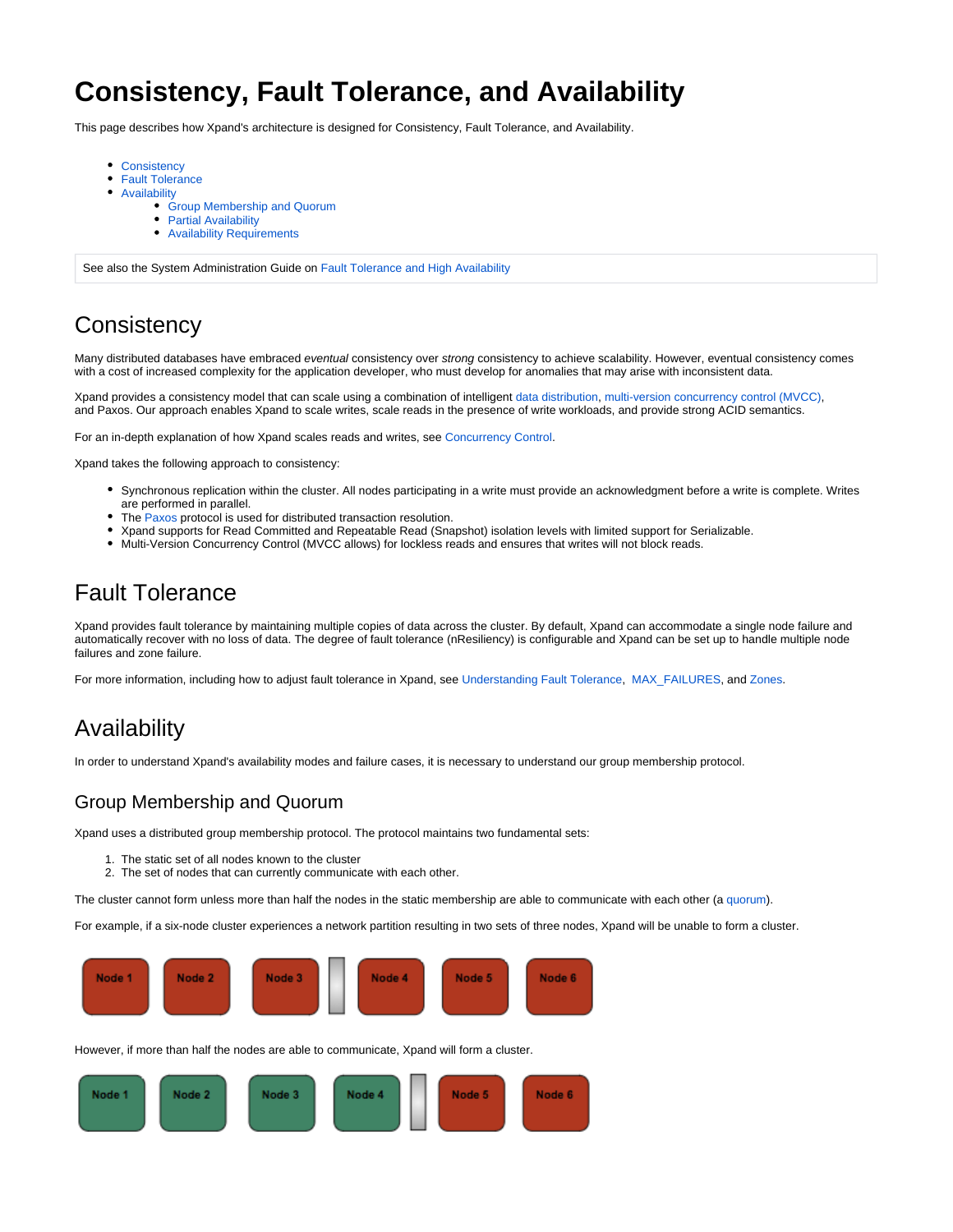# Consistency, Fault Tolerance, and Availability

This page describes how Xpand's architecture is designed for Consistency, Fault Tolerance, and Availability.

- Consistency
- Fault Tolerance
- Availability
  - Group Membership and Quorum
  - Partial Availability
  - Availability Requirements

See also the System Administration Guide on Fault Tolerance and High Availability

## Consistency

Many distributed databases have embraced *eventual* consistency over *strong* consistency to achieve scalability. However, eventual consistency comes with a cost of increased complexity for the application developer, who must develop for anomalies that may arise with inconsistent data.

Xpand provides a consistency model that can scale using a combination of intelligent data distribution, multi-version concurrency control (MVCC), and Paxos. Our approach enables Xpand to scale writes, scale reads in the presence of write workloads, and provide strong ACID semantics.

For an in-depth explanation of how Xpand scales reads and writes, see Concurrency Control.

Xpand takes the following approach to consistency:

- Synchronous replication within the cluster. All nodes participating in a write must provide an acknowledgment before a write is complete. Writes are performed in parallel.
- The Paxos protocol is used for distributed transaction resolution.
- Xpand supports for Read Committed and Repeatable Read (Snapshot) isolation levels with limited support for Serializable.
- Multi-Version Concurrency Control (MVCC allows) for lockless reads and ensures that writes will not block reads.

## Fault Tolerance

Xpand provides fault tolerance by maintaining multiple copies of data across the cluster. By default, Xpand can accommodate a single node failure and automatically recover with no loss of data. The degree of fault tolerance (nResiliency) is configurable and Xpand can be set up to handle multiple node failures and zone failure.

For more information, including how to adjust fault tolerance in Xpand, see Understanding Fault Tolerance, MAX_FAILURES, and Zones.

## Availability

In order to understand Xpand's availability modes and failure cases, it is necessary to understand our group membership protocol.

### Group Membership and Quorum

Xpand uses a distributed group membership protocol. The protocol maintains two fundamental sets:

1. The static set of all nodes known to the cluster
2. The set of nodes that can currently communicate with each other.

The cluster cannot form unless more than half the nodes in the static membership are able to communicate with each other (a quorum).

For example, if a six-node cluster experiences a network partition resulting in two sets of three nodes, Xpand will be unable to form a cluster.

Node 1 | Node 2 | Node 3 | Node 4 | Node 5 | Node 6

However, if more than half the nodes are able to communicate, Xpand will form a cluster.

Node 1 | Node 2 | Node 3 | Node 4 | Node 5 | Node 6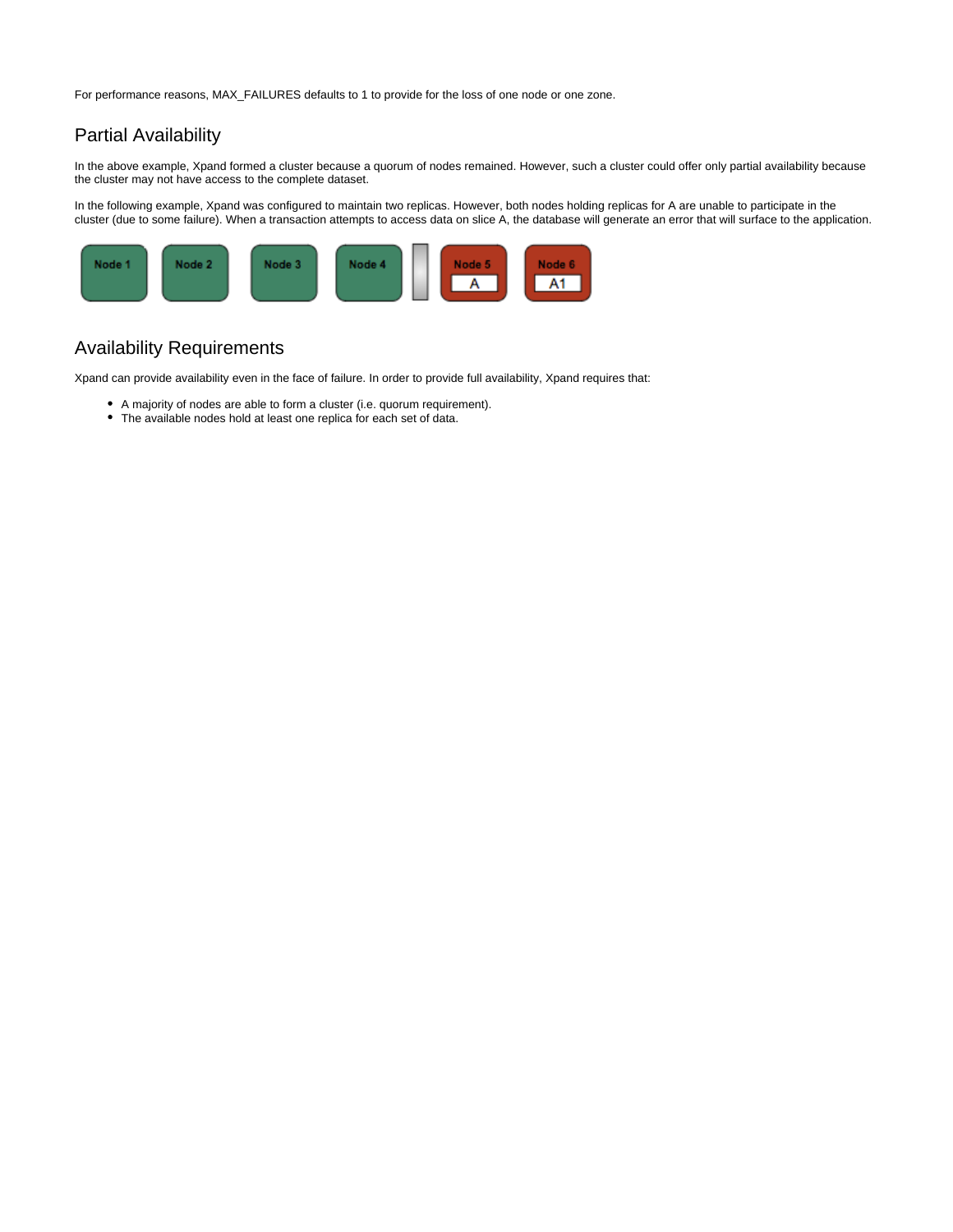For performance reasons, MAX_FAILURES defaults to 1 to provide for the loss of one node or one zone.

## Partial Availability

In the above example, Xpand formed a cluster because a quorum of nodes remained. However, such a cluster could offer only partial availability because the cluster may not have access to the complete dataset.

In the following example, Xpand was configured to maintain two replicas. However, both nodes holding replicas for A are unable to participate in the cluster (due to some failure). When a transaction attempts to access data on slice A, the database will generate an error that will surface to the application.

Node 1
Node 2
Node 3
Node 4
Node 5
A
Node 6
A1

## Availability Requirements

Xpand can provide availability even in the face of failure. In order to provide full availability, Xpand requires that:

- A majority of nodes are able to form a cluster (i.e. quorum requirement).
- The available nodes hold at least one replica for each set of data.